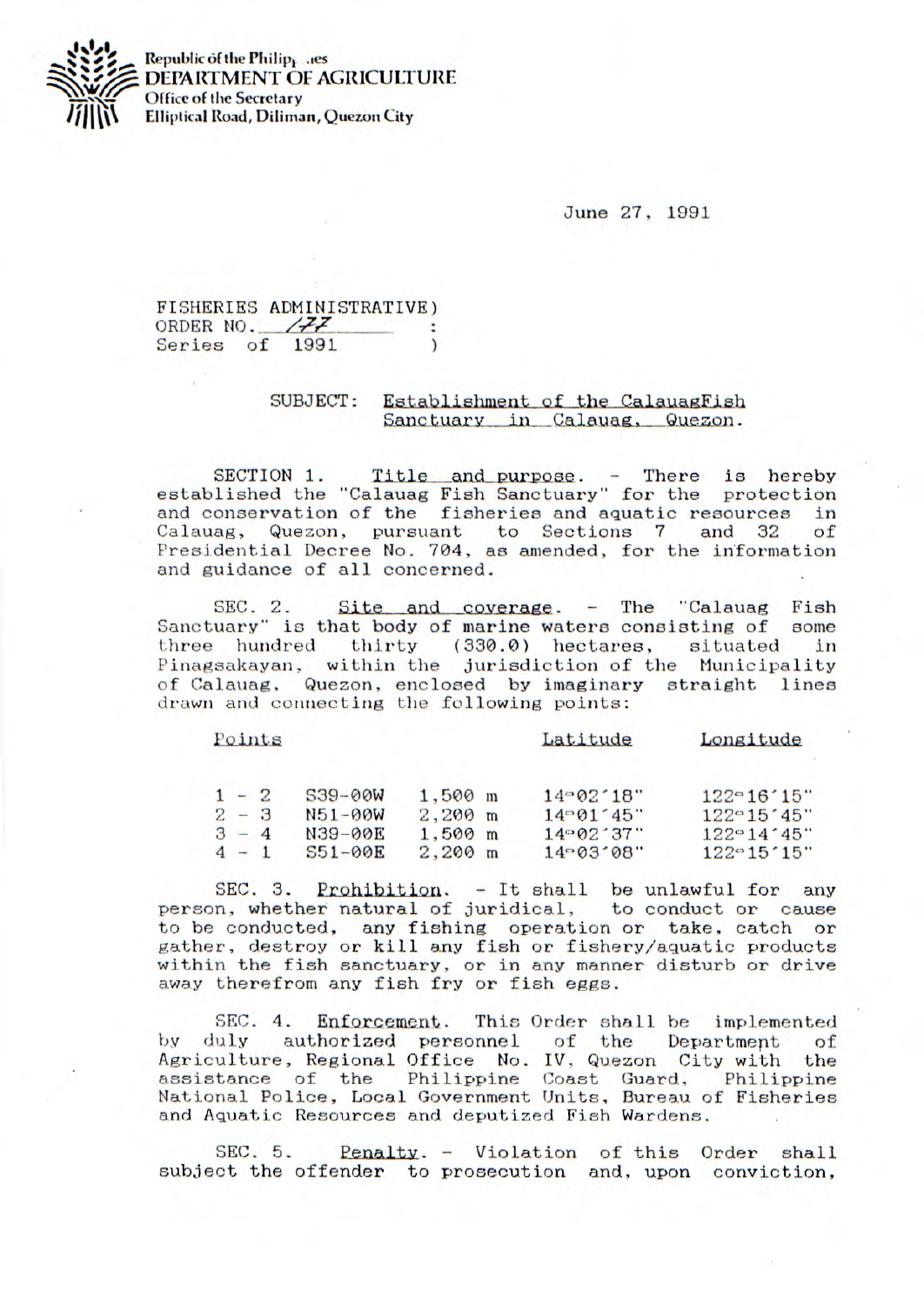Republic of the Philip, .ies
DEPARTMENT OF AGRICULTURE
Office of the Secretary
Elliptical Road, Diliman, Quezon City

June 27, 1991

FISHERIES ADMINISTRATIVE)
ORDER NO. 177 :
Series of 1991 )

SUBJECT: Establishment of the CalauagFish Sanctuary in Calauag, Quezon.

SECTION 1. Title and purpose. - There is hereby established the "Calauag Fish Sanctuary" for the protection and conservation of the fisheries and aquatic resources in Calauag, Quezon, pursuant to Sections 7 and 32 of Presidential Decree No. 704, as amended, for the information and guidance of all concerned.

SEC. 2. Site and coverage. - The "Calauag Fish Sanctuary" is that body of marine waters consisting of some three hundred thirty (330.0) hectares, situated in Pinagsakayan, within the jurisdiction of the Municipality of Calauag, Quezon, enclosed by imaginary straight lines drawn and connecting the following points:

| Points | | | Latitude | Longitude |
|---|---|---|---|---|
| 1 - 2 | S39-00W | 1,500 m | 14°02'18" | 122°16'15" |
| 2 - 3 | N51-00W | 2,200 m | 14°01'45" | 122°15'45" |
| 3 - 4 | N39-00E | 1,500 m | 14°02'37" | 122°14'45" |
| 4 - 1 | S51-00E | 2,200 m | 14°03'08" | 122°15'15" |

SEC. 3. Prohibition. - It shall be unlawful for any person, whether natural of juridical, to conduct or cause to be conducted, any fishing operation or take, catch or gather, destroy or kill any fish or fishery/aquatic products within the fish sanctuary, or in any manner disturb or drive away therefrom any fish fry or fish eggs.

SEC. 4. Enforcement. This Order shall be implemented by duly authorized personnel of the Department of Agriculture, Regional Office No. IV, Quezon City with the assistance of the Philippine Coast Guard, Philippine National Police, Local Government Units, Bureau of Fisheries and Aquatic Resources and deputized Fish Wardens.

SEC. 5. Penalty. - Violation of this Order shall subject the offender to prosecution and, upon conviction,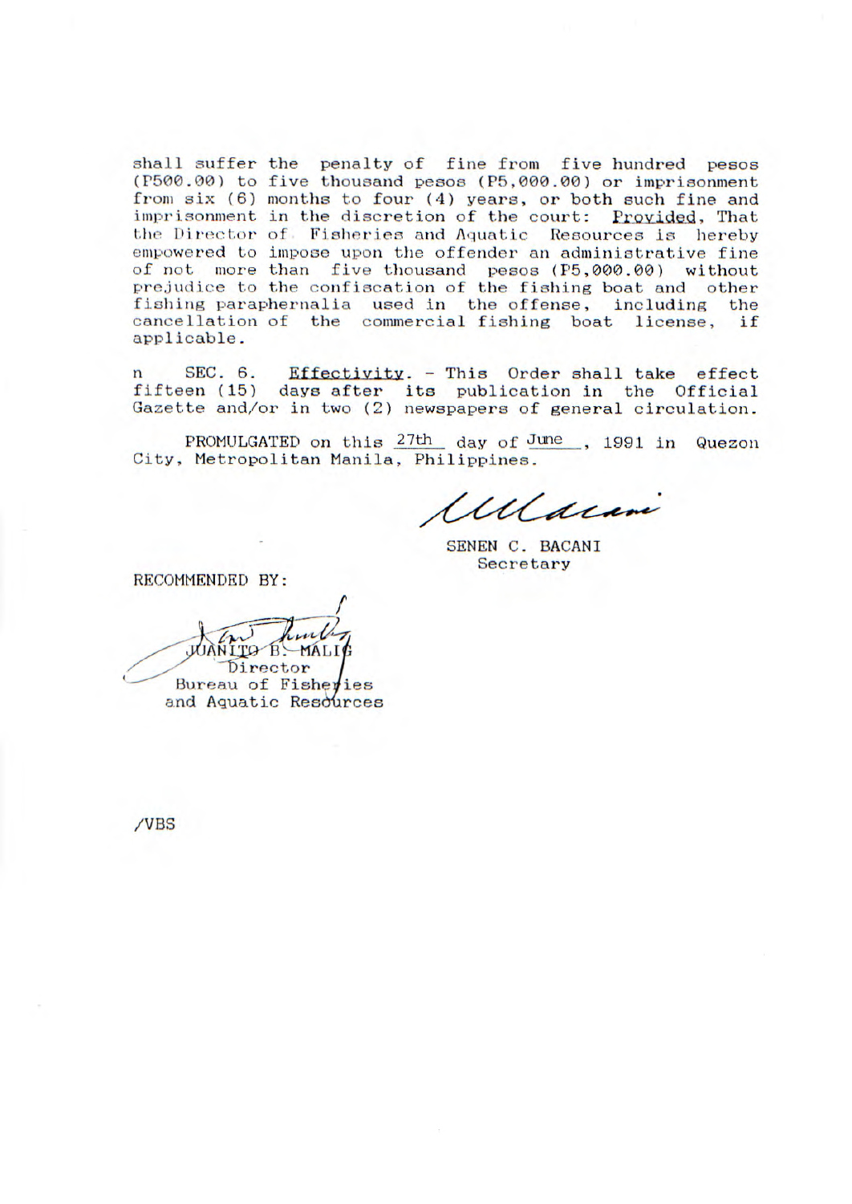shall suffer the penalty of fine from five hundred pesos (P500.00) to five thousand pesos (P5,000.00) or imprisonment from six (6) months to four (4) years, or both such fine and imprisonment in the discretion of the court: Provided, That the Director of Fisheries and Aquatic Resources is hereby empowered to impose upon the offender an administrative fine of not more than five thousand pesos (P5,000.00) without prejudice to the confiscation of the fishing boat and other fishing paraphernalia used in the offense, including the cancellation of the commercial fishing boat license, if applicable.

n SEC. 6. Effectivity. - This Order shall take effect fifteen (15) days after its publication in the Official Gazette and/or in two (2) newspapers of general circulation.

PROMULGATED on this 27th day of June, 1991 in Quezon City, Metropolitan Manila, Philippines.

SENEN C. BACANI
Secretary

RECOMMENDED BY:

JUANITO B. MALIG
Director
Bureau of Fisheries
and Aquatic Resources

/VBS